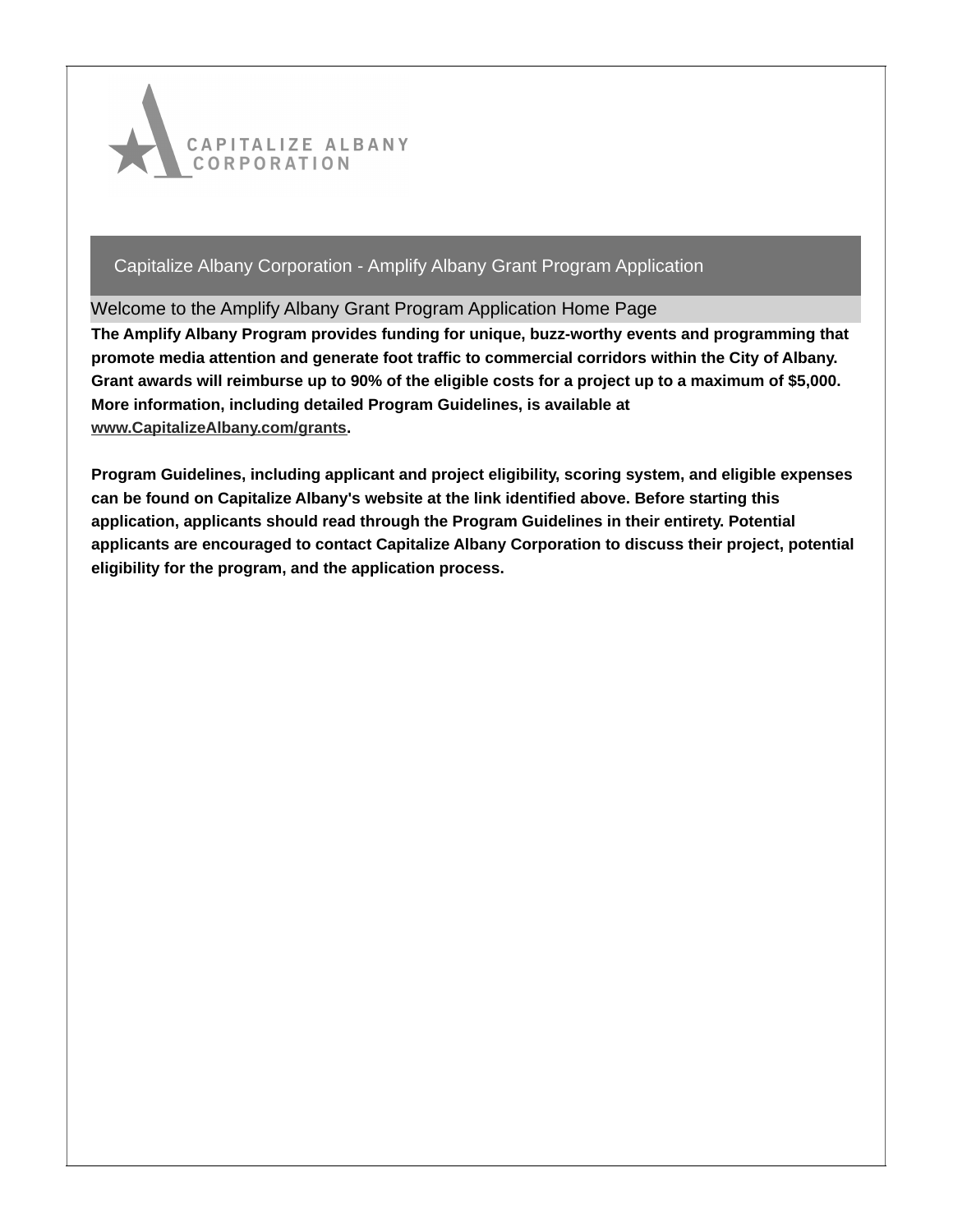CAPITALIZE ALBANY CORPORATION

# Capitalize Albany Corporation - Amplify Albany Grant Program Application

## Welcome to the Amplify Albany Grant Program Application Home Page

**The Amplify Albany Program provides funding for unique, buzz-worthy events and programming that promote media attention and generate foot traffic to commercial corridors within the City of Albany. Grant awards will reimburse up to 90% of the eligible costs for a project up to a maximum of $5,000. More information, including detailed Program Guidelines, is available at www.CapitalizeAlbany.com/grants.**

**Program Guidelines, including applicant and project eligibility, scoring system, and eligible expenses can be found on Capitalize Albany's website at the link identified above. Before starting this application, applicants should read through the Program Guidelines in their entirety. Potential applicants are encouraged to contact Capitalize Albany Corporation to discuss their project, potential eligibility for the program, and the application process.**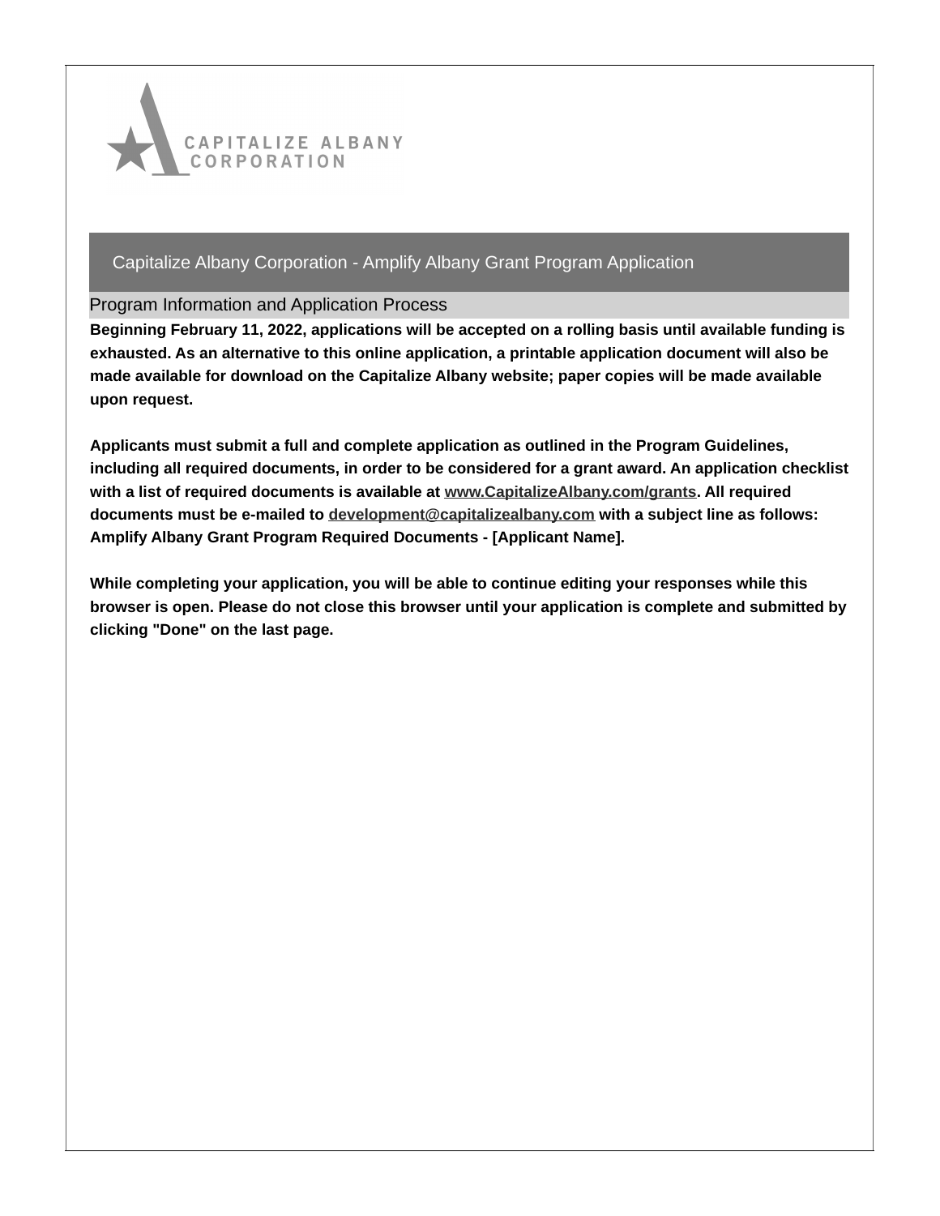CAPITALIZE ALBANY CORPORATION

# Capitalize Albany Corporation - Amplify Albany Grant Program Application

## Program Information and Application Process

**Beginning February 11, 2022, applications will be accepted on a rolling basis until available funding is exhausted. As an alternative to this online application, a printable application document will also be made available for download on the Capitalize Albany website; paper copies will be made available upon request.**

**Applicants must submit a full and complete application as outlined in the Program Guidelines, including all required documents, in order to be considered for a grant award. An application checklist with a list of required documents is available at www.CapitalizeAlbany.com/grants. All required documents must be e-mailed to development@capitalizealbany.com with a subject line as follows: Amplify Albany Grant Program Required Documents - [Applicant Name].**

**While completing your application, you will be able to continue editing your responses while this browser is open. Please do not close this browser until your application is complete and submitted by clicking "Done" on the last page.**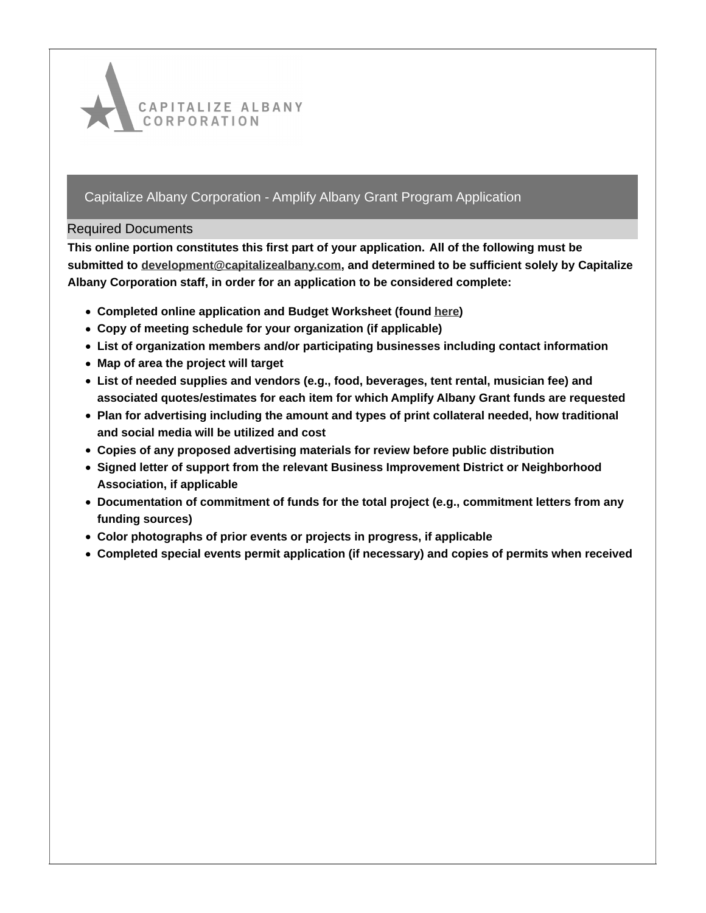# Capitalize Albany Corporation - Amplify Albany Grant Program Application

## Required Documents

**This online portion constitutes this first part of your application. All of the following must be submitted to development@capitalizealbany.com, and determined to be sufficient solely by Capitalize Albany Corporation staff, in order for an application to be considered complete:**

- **Completed online application and Budget Worksheet (found here)**
- **Copy of meeting schedule for your organization (if applicable)**
- **List of organization members and/or participating businesses including contact information**
- **Map of area the project will target**
- **List of needed supplies and vendors (e.g., food, beverages, tent rental, musician fee) and associated quotes/estimates for each item for which Amplify Albany Grant funds are requested**
- **Plan for advertising including the amount and types of print collateral needed, how traditional and social media will be utilized and cost**
- **Copies of any proposed advertising materials for review before public distribution**
- **Signed letter of support from the relevant Business Improvement District or Neighborhood Association, if applicable**
- **Documentation of commitment of funds for the total project (e.g., commitment letters from any funding sources)**
- **Color photographs of prior events or projects in progress, if applicable**
- **Completed special events permit application (if necessary) and copies of permits when received**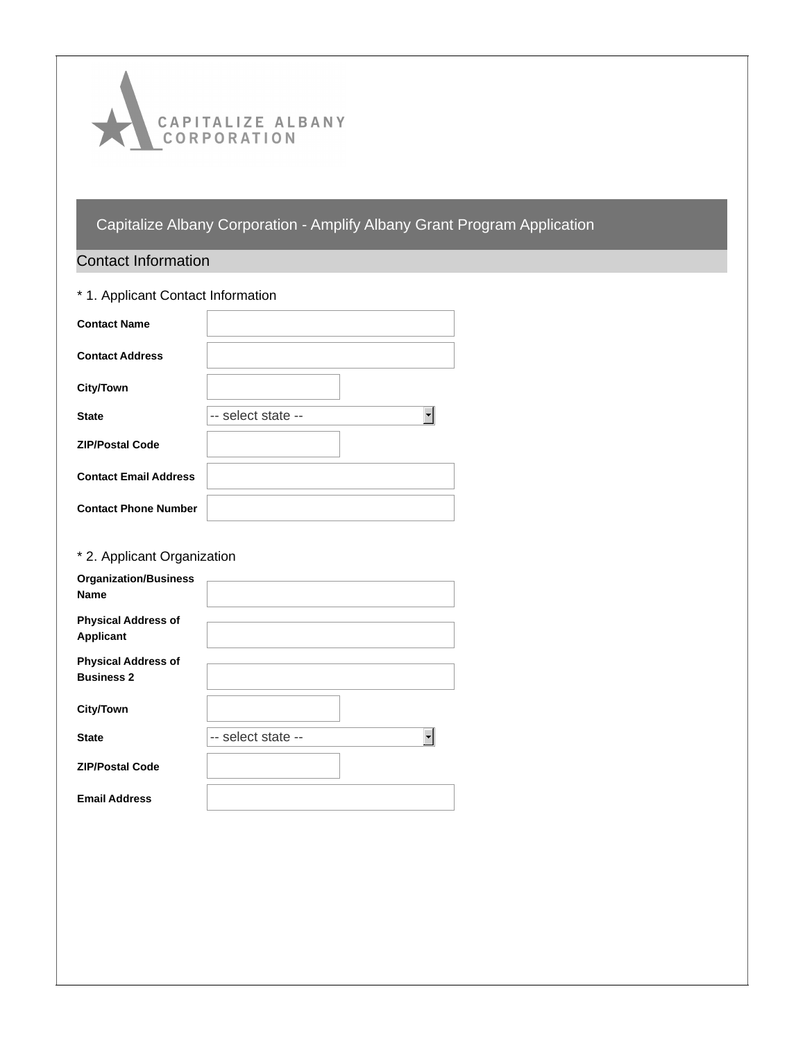CAPITALIZE ALBANY CORPORATION

# Capitalize Albany Corporation - Amplify Albany Grant Program Application

## Contact Information

* 1. Applicant Contact Information

| | |
|---|---|
| **Contact Name** | |
| **Contact Address** | |
| **City/Town** | |
| **State** | -- select state -- |
| **ZIP/Postal Code** | |
| **Contact Email Address** | |
| **Contact Phone Number** | |

* 2. Applicant Organization

| | |
|---|---|
| **Organization/Business Name** | |
| **Physical Address of Applicant** | |
| **Physical Address of Business 2** | |
| **City/Town** | |
| **State** | -- select state -- |
| **ZIP/Postal Code** | |
| **Email Address** | |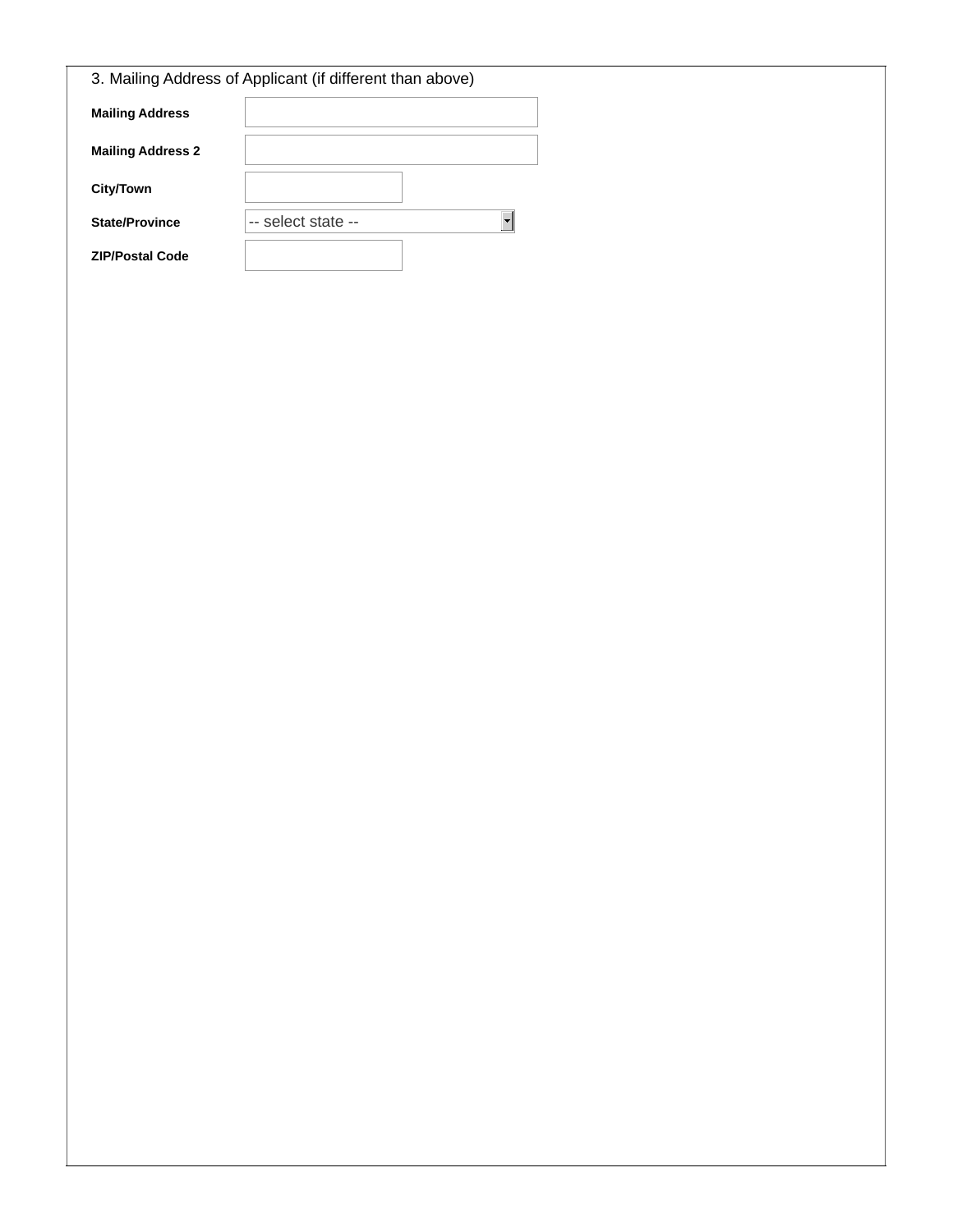3. Mailing Address of Applicant (if different than above)

**Mailing Address**

**Mailing Address 2**

**City/Town**

**State/Province** -- select state --

**ZIP/Postal Code**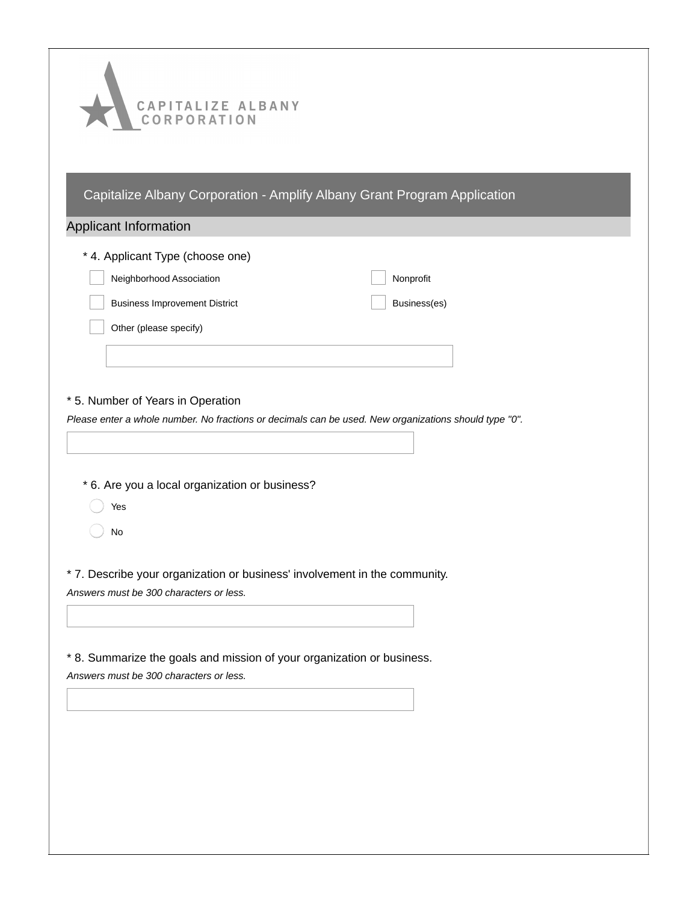CAPITALIZE ALBANY CORPORATION

## Capitalize Albany Corporation - Amplify Albany Grant Program Application

### Applicant Information

* 4. Applicant Type (choose one)

- [ ] Neighborhood Association
- [ ] Nonprofit
- [ ] Business Improvement District
- [ ] Business(es)
- [ ] Other (please specify)

* 5. Number of Years in Operation

*Please enter a whole number. No fractions or decimals can be used. New organizations should type "0".*

* 6. Are you a local organization or business?

- ( ) Yes
- ( ) No

* 7. Describe your organization or business' involvement in the community.

*Answers must be 300 characters or less.*

* 8. Summarize the goals and mission of your organization or business.

*Answers must be 300 characters or less.*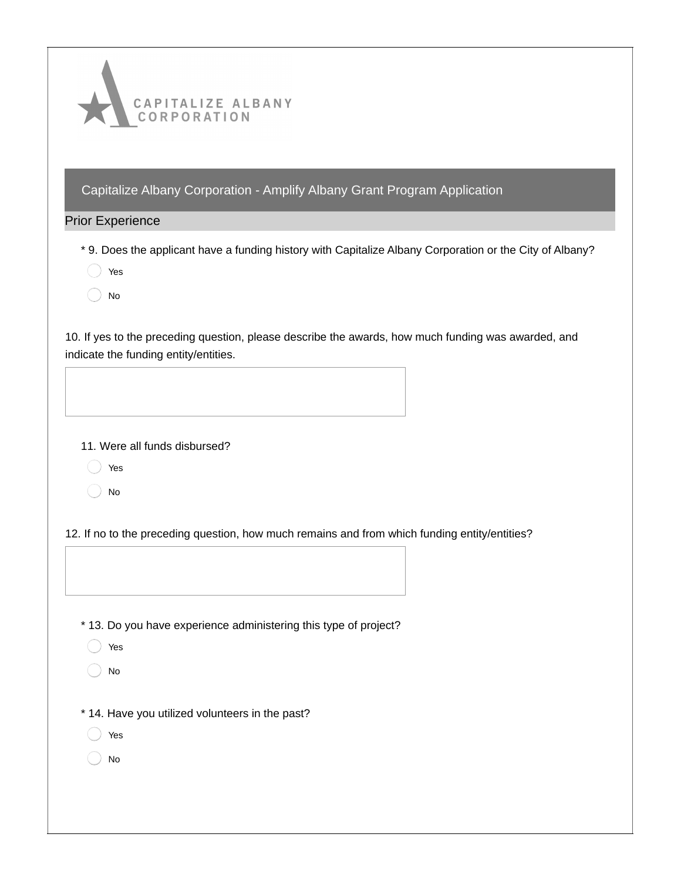CAPITALIZE ALBANY CORPORATION

# Capitalize Albany Corporation - Amplify Albany Grant Program Application

## Prior Experience

* 9. Does the applicant have a funding history with Capitalize Albany Corporation or the City of Albany?

- Yes
- No

10. If yes to the preceding question, please describe the awards, how much funding was awarded, and indicate the funding entity/entities.

11. Were all funds disbursed?

- Yes
- No

12. If no to the preceding question, how much remains and from which funding entity/entities?

* 13. Do you have experience administering this type of project?

- Yes
- No

* 14. Have you utilized volunteers in the past?

- Yes
- No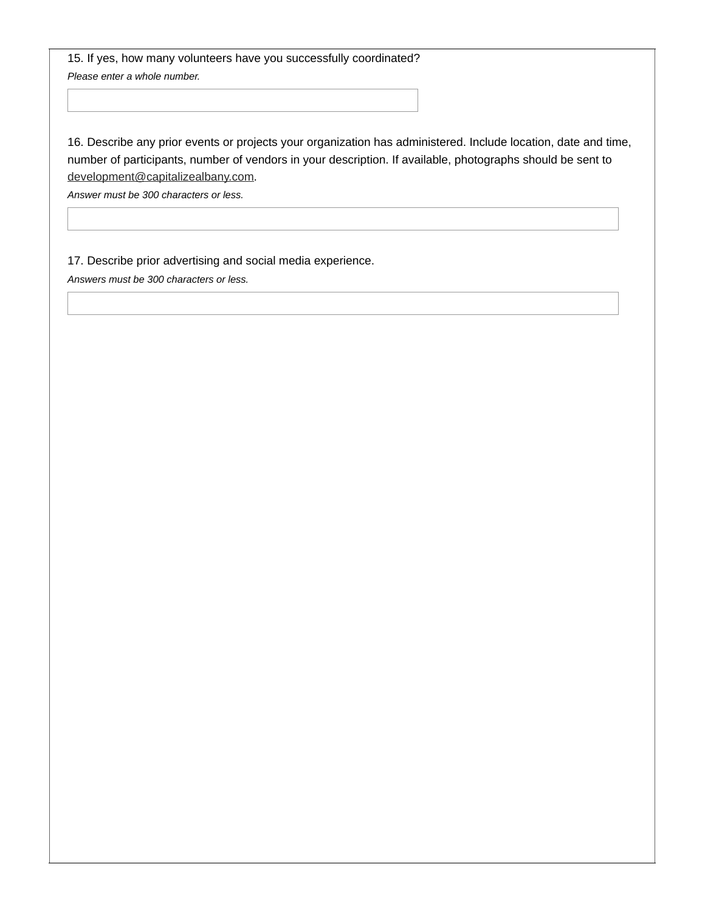15. If yes, how many volunteers have you successfully coordinated?

*Please enter a whole number.*

16. Describe any prior events or projects your organization has administered. Include location, date and time, number of participants, number of vendors in your description. If available, photographs should be sent to development@capitalizealbany.com.

*Answer must be 300 characters or less.*

17. Describe prior advertising and social media experience.

*Answers must be 300 characters or less.*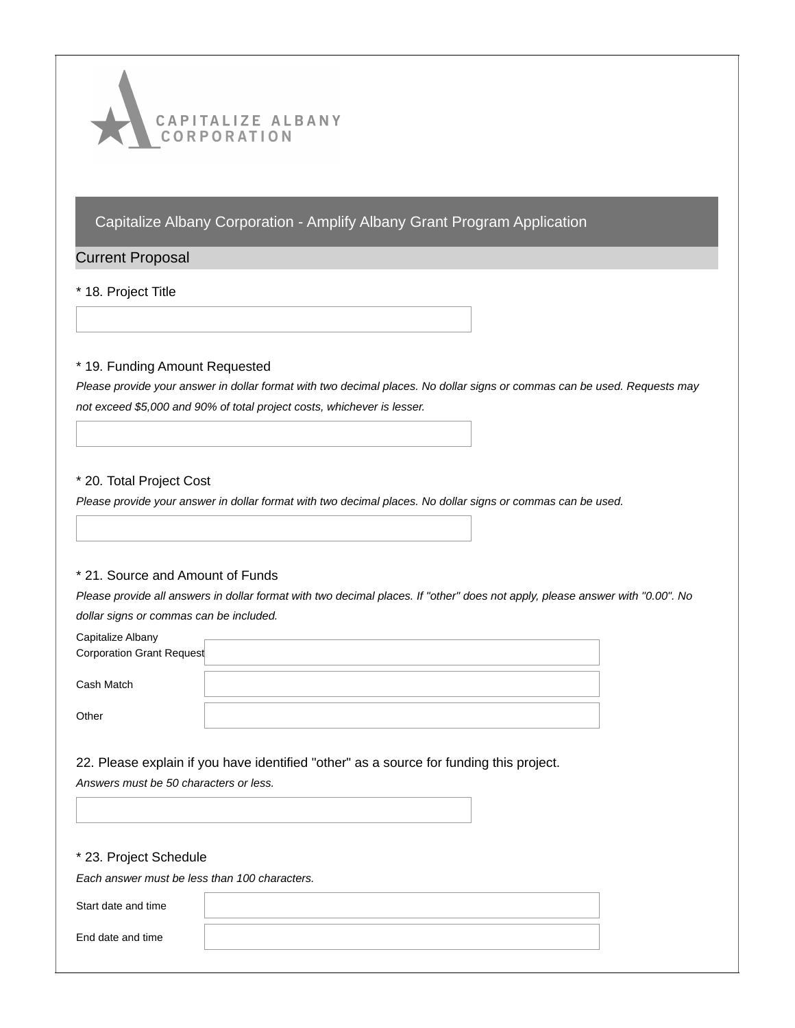CAPITALIZE ALBANY CORPORATION

## Capitalize Albany Corporation - Amplify Albany Grant Program Application

### Current Proposal

\* 18. Project Title

\* 19. Funding Amount Requested

*Please provide your answer in dollar format with two decimal places. No dollar signs or commas can be used. Requests may not exceed $5,000 and 90% of total project costs, whichever is lesser.*

\* 20. Total Project Cost

*Please provide your answer in dollar format with two decimal places. No dollar signs or commas can be used.*

\* 21. Source and Amount of Funds

*Please provide all answers in dollar format with two decimal places. If "other" does not apply, please answer with "0.00". No dollar signs or commas can be included.*

Capitalize Albany Corporation Grant Request

Cash Match

Other

22. Please explain if you have identified "other" as a source for funding this project.

*Answers must be 50 characters or less.*

\* 23. Project Schedule

*Each answer must be less than 100 characters.*

Start date and time

End date and time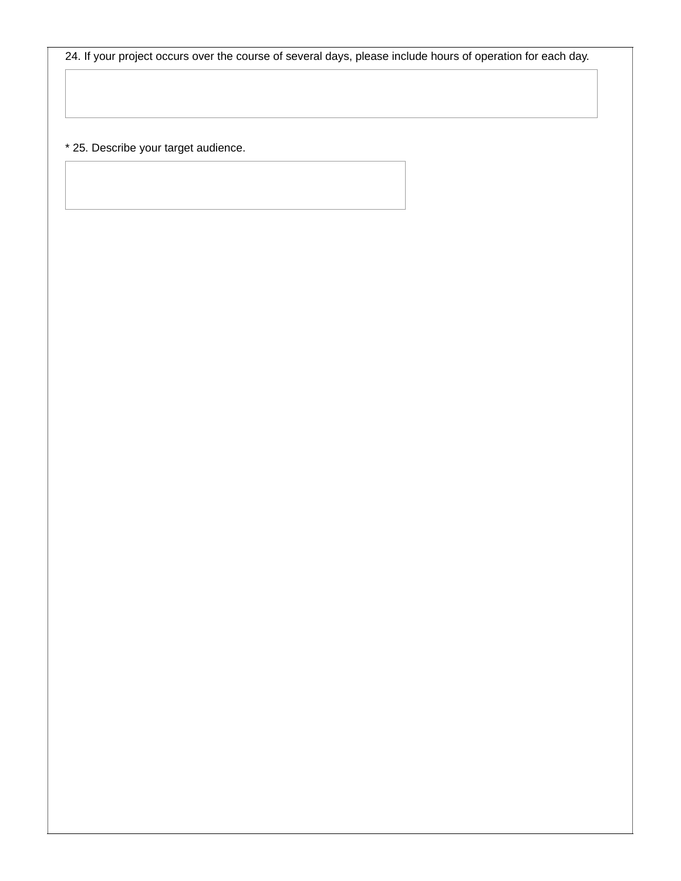24. If your project occurs over the course of several days, please include hours of operation for each day.

* 25. Describe your target audience.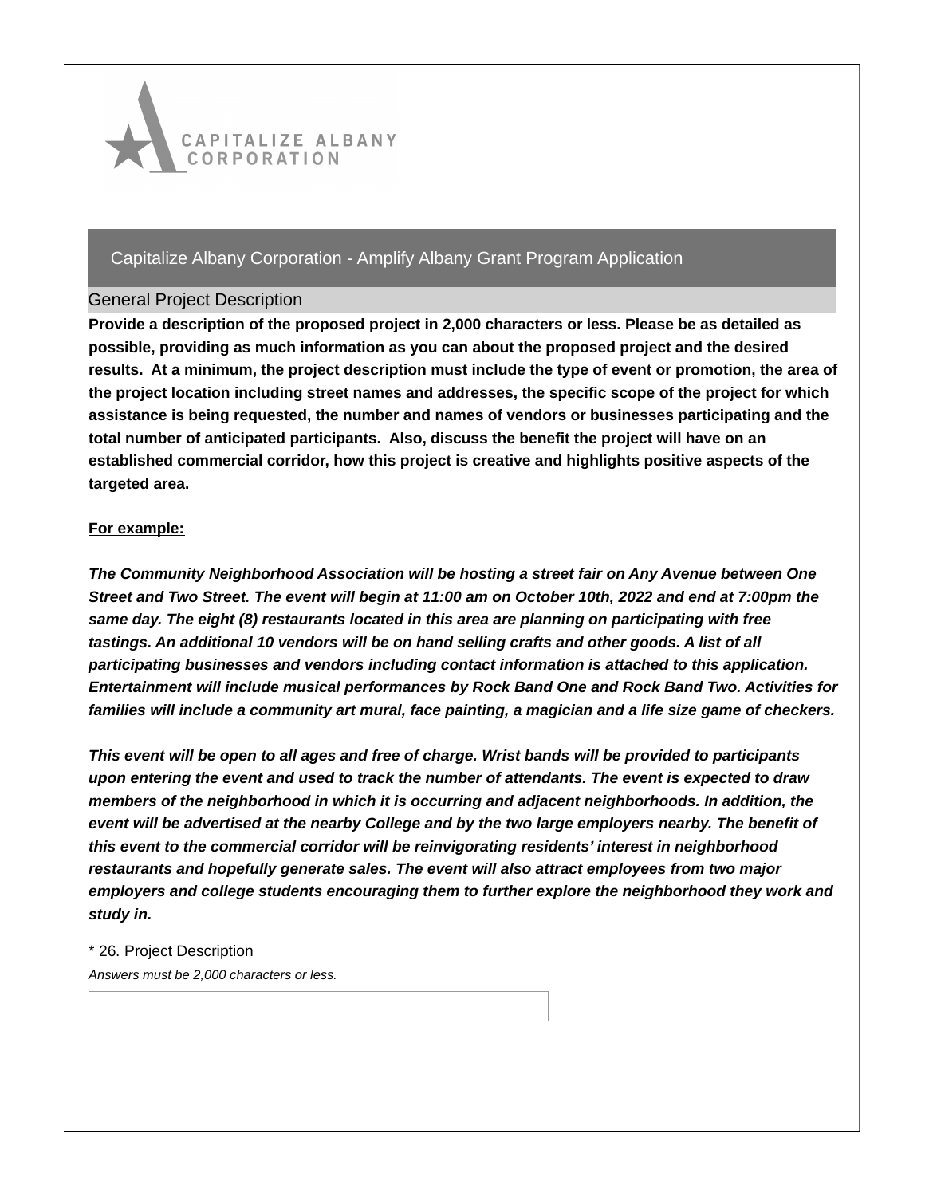CAPITALIZE ALBANY CORPORATION

## Capitalize Albany Corporation - Amplify Albany Grant Program Application

### General Project Description

**Provide a description of the proposed project in 2,000 characters or less. Please be as detailed as possible, providing as much information as you can about the proposed project and the desired results. At a minimum, the project description must include the type of event or promotion, the area of the project location including street names and addresses, the specific scope of the project for which assistance is being requested, the number and names of vendors or businesses participating and the total number of anticipated participants. Also, discuss the benefit the project will have on an established commercial corridor, how this project is creative and highlights positive aspects of the targeted area.**

**For example:**

***The Community Neighborhood Association will be hosting a street fair on Any Avenue between One Street and Two Street. The event will begin at 11:00 am on October 10th, 2022 and end at 7:00pm the same day. The eight (8) restaurants located in this area are planning on participating with free tastings. An additional 10 vendors will be on hand selling crafts and other goods. A list of all participating businesses and vendors including contact information is attached to this application. Entertainment will include musical performances by Rock Band One and Rock Band Two. Activities for families will include a community art mural, face painting, a magician and a life size game of checkers.***

***This event will be open to all ages and free of charge. Wrist bands will be provided to participants upon entering the event and used to track the number of attendants. The event is expected to draw members of the neighborhood in which it is occurring and adjacent neighborhoods. In addition, the event will be advertised at the nearby College and by the two large employers nearby. The benefit of this event to the commercial corridor will be reinvigorating residents' interest in neighborhood restaurants and hopefully generate sales. The event will also attract employees from two major employers and college students encouraging them to further explore the neighborhood they work and study in.***

\* 26. Project Description

*Answers must be 2,000 characters or less.*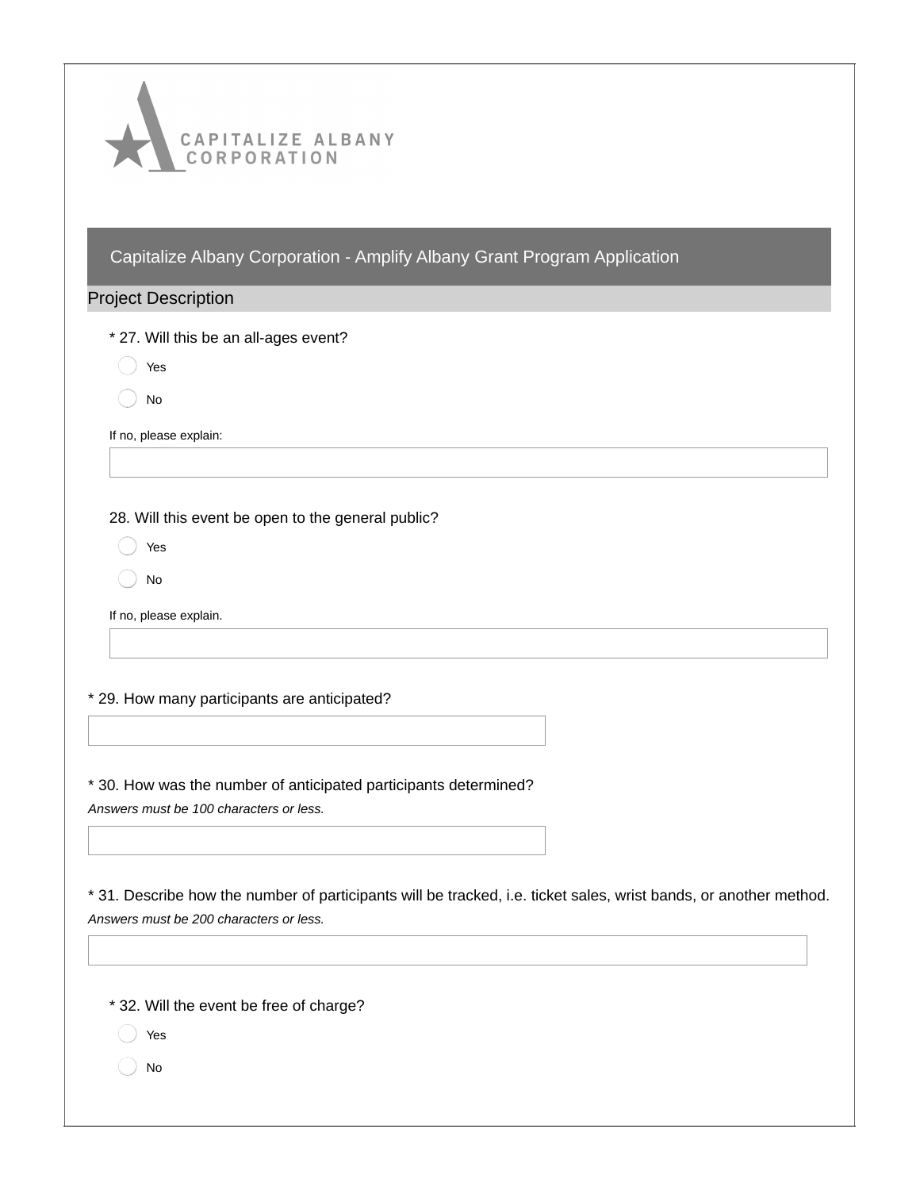CAPITALIZE ALBANY CORPORATION

## Capitalize Albany Corporation - Amplify Albany Grant Program Application

### Project Description

\* 27. Will this be an all-ages event?

- Yes
- No

If no, please explain:

28. Will this event be open to the general public?

- Yes
- No

If no, please explain.

\* 29. How many participants are anticipated?

\* 30. How was the number of anticipated participants determined?

*Answers must be 100 characters or less.*

\* 31. Describe how the number of participants will be tracked, i.e. ticket sales, wrist bands, or another method.

*Answers must be 200 characters or less.*

\* 32. Will the event be free of charge?

- Yes
- No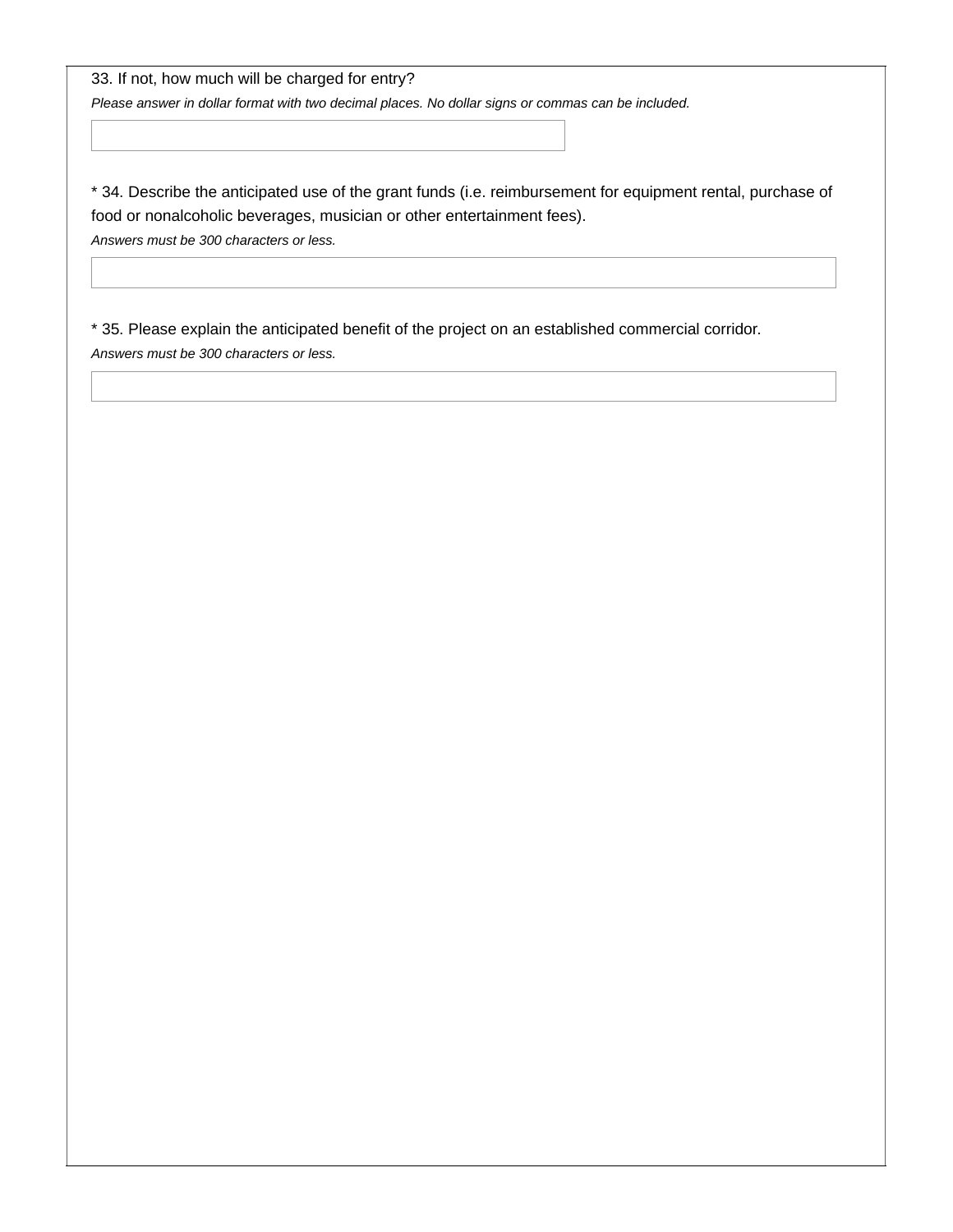33. If not, how much will be charged for entry?

*Please answer in dollar format with two decimal places. No dollar signs or commas can be included.*

* 34. Describe the anticipated use of the grant funds (i.e. reimbursement for equipment rental, purchase of food or nonalcoholic beverages, musician or other entertainment fees).

*Answers must be 300 characters or less.*

* 35. Please explain the anticipated benefit of the project on an established commercial corridor.

*Answers must be 300 characters or less.*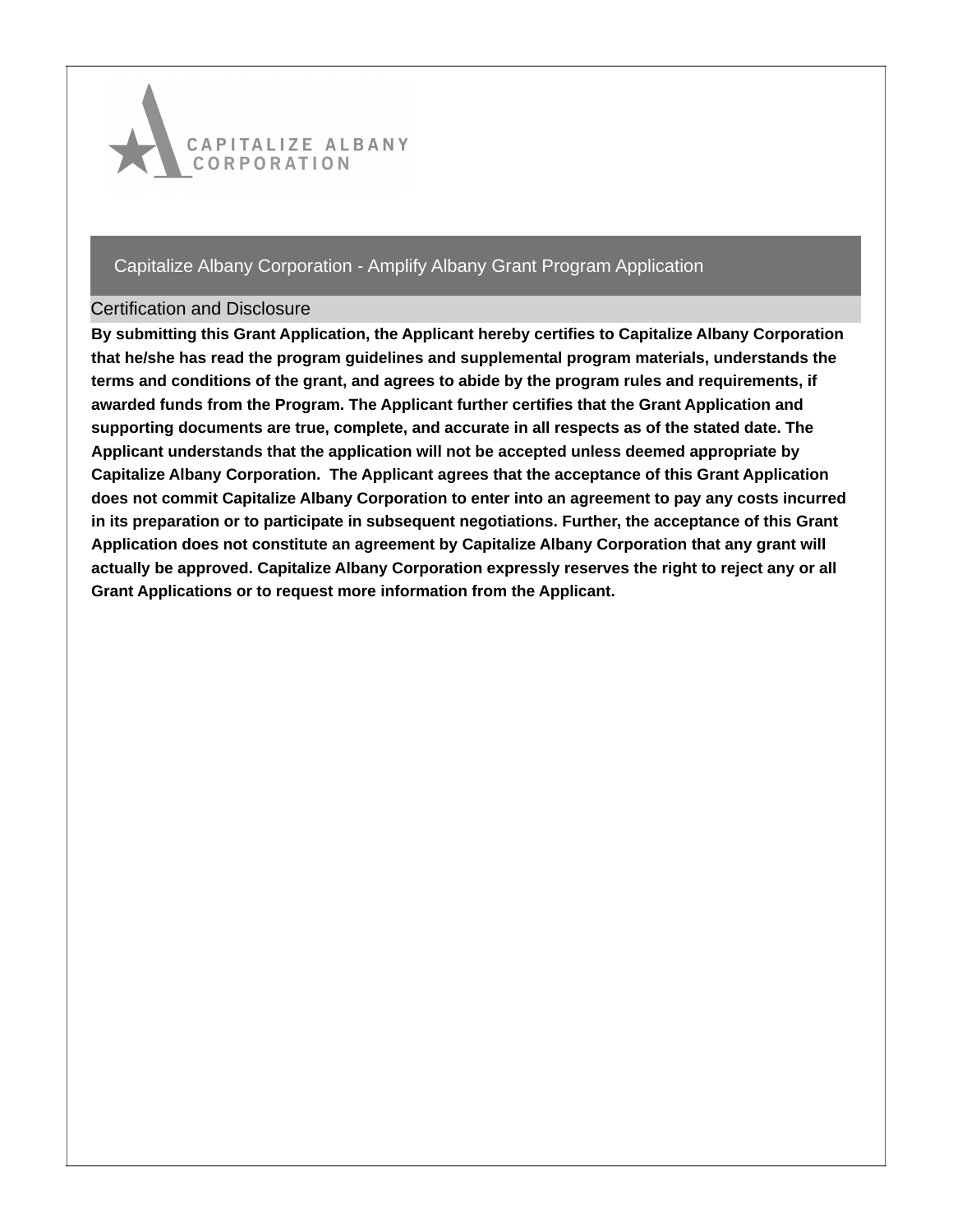CAPITALIZE ALBANY CORPORATION

## Capitalize Albany Corporation - Amplify Albany Grant Program Application

### Certification and Disclosure

**By submitting this Grant Application, the Applicant hereby certifies to Capitalize Albany Corporation that he/she has read the program guidelines and supplemental program materials, understands the terms and conditions of the grant, and agrees to abide by the program rules and requirements, if awarded funds from the Program. The Applicant further certifies that the Grant Application and supporting documents are true, complete, and accurate in all respects as of the stated date. The Applicant understands that the application will not be accepted unless deemed appropriate by Capitalize Albany Corporation. The Applicant agrees that the acceptance of this Grant Application does not commit Capitalize Albany Corporation to enter into an agreement to pay any costs incurred in its preparation or to participate in subsequent negotiations. Further, the acceptance of this Grant Application does not constitute an agreement by Capitalize Albany Corporation that any grant will actually be approved. Capitalize Albany Corporation expressly reserves the right to reject any or all Grant Applications or to request more information from the Applicant.**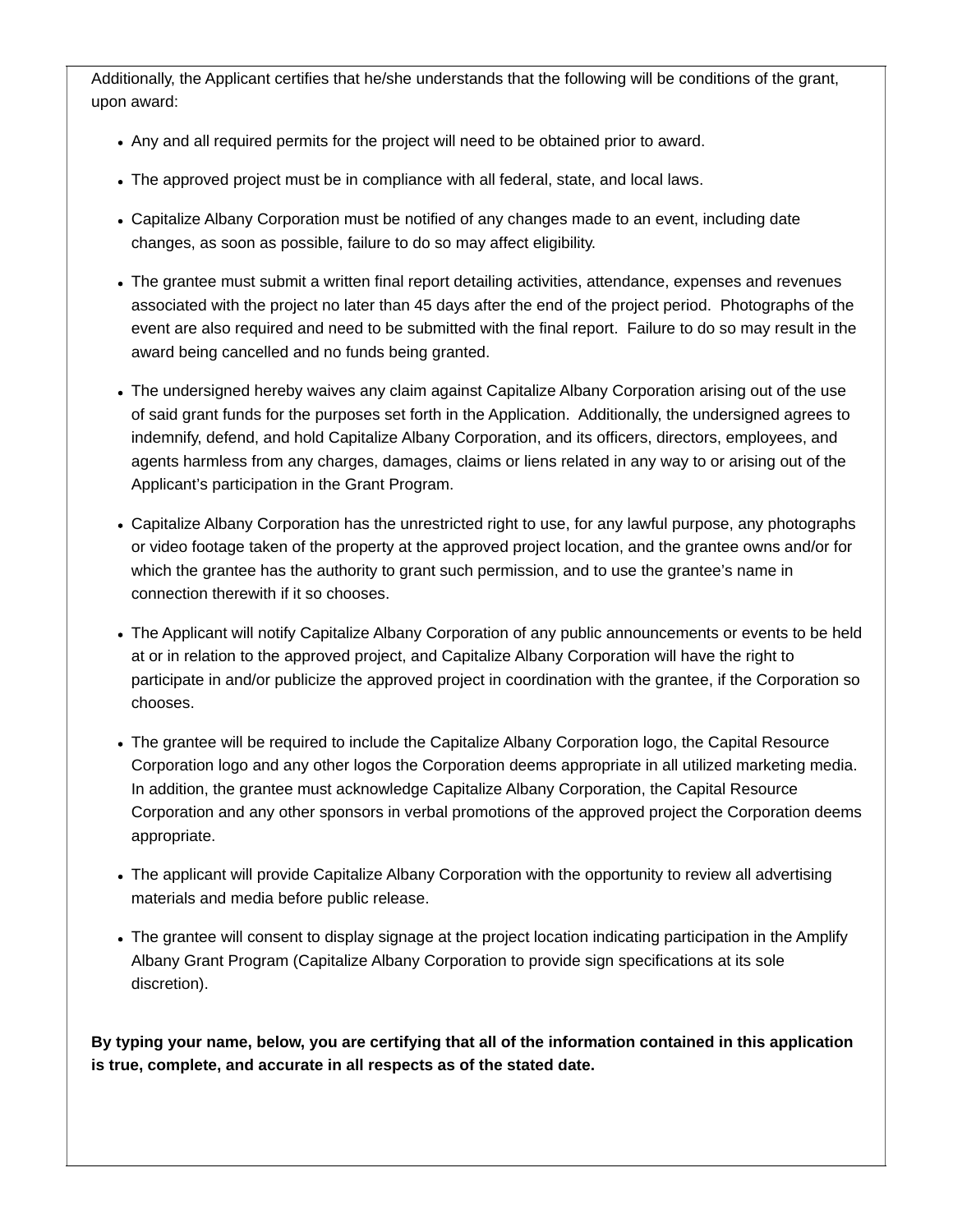Additionally, the Applicant certifies that he/she understands that the following will be conditions of the grant, upon award:

- Any and all required permits for the project will need to be obtained prior to award.
- The approved project must be in compliance with all federal, state, and local laws.
- Capitalize Albany Corporation must be notified of any changes made to an event, including date changes, as soon as possible, failure to do so may affect eligibility.
- The grantee must submit a written final report detailing activities, attendance, expenses and revenues associated with the project no later than 45 days after the end of the project period. Photographs of the event are also required and need to be submitted with the final report. Failure to do so may result in the award being cancelled and no funds being granted.
- The undersigned hereby waives any claim against Capitalize Albany Corporation arising out of the use of said grant funds for the purposes set forth in the Application. Additionally, the undersigned agrees to indemnify, defend, and hold Capitalize Albany Corporation, and its officers, directors, employees, and agents harmless from any charges, damages, claims or liens related in any way to or arising out of the Applicant's participation in the Grant Program.
- Capitalize Albany Corporation has the unrestricted right to use, for any lawful purpose, any photographs or video footage taken of the property at the approved project location, and the grantee owns and/or for which the grantee has the authority to grant such permission, and to use the grantee's name in connection therewith if it so chooses.
- The Applicant will notify Capitalize Albany Corporation of any public announcements or events to be held at or in relation to the approved project, and Capitalize Albany Corporation will have the right to participate in and/or publicize the approved project in coordination with the grantee, if the Corporation so chooses.
- The grantee will be required to include the Capitalize Albany Corporation logo, the Capital Resource Corporation logo and any other logos the Corporation deems appropriate in all utilized marketing media. In addition, the grantee must acknowledge Capitalize Albany Corporation, the Capital Resource Corporation and any other sponsors in verbal promotions of the approved project the Corporation deems appropriate.
- The applicant will provide Capitalize Albany Corporation with the opportunity to review all advertising materials and media before public release.
- The grantee will consent to display signage at the project location indicating participation in the Amplify Albany Grant Program (Capitalize Albany Corporation to provide sign specifications at its sole discretion).

**By typing your name, below, you are certifying that all of the information contained in this application is true, complete, and accurate in all respects as of the stated date.**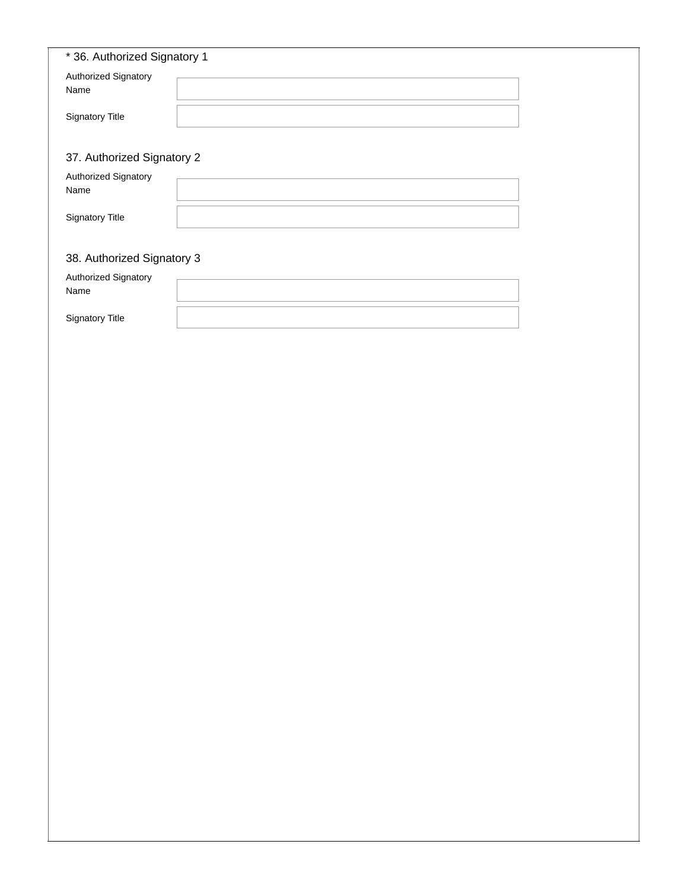* 36. Authorized Signatory 1

Authorized Signatory Name

Signatory Title

37. Authorized Signatory 2

Authorized Signatory Name

Signatory Title

38. Authorized Signatory 3

Authorized Signatory Name

Signatory Title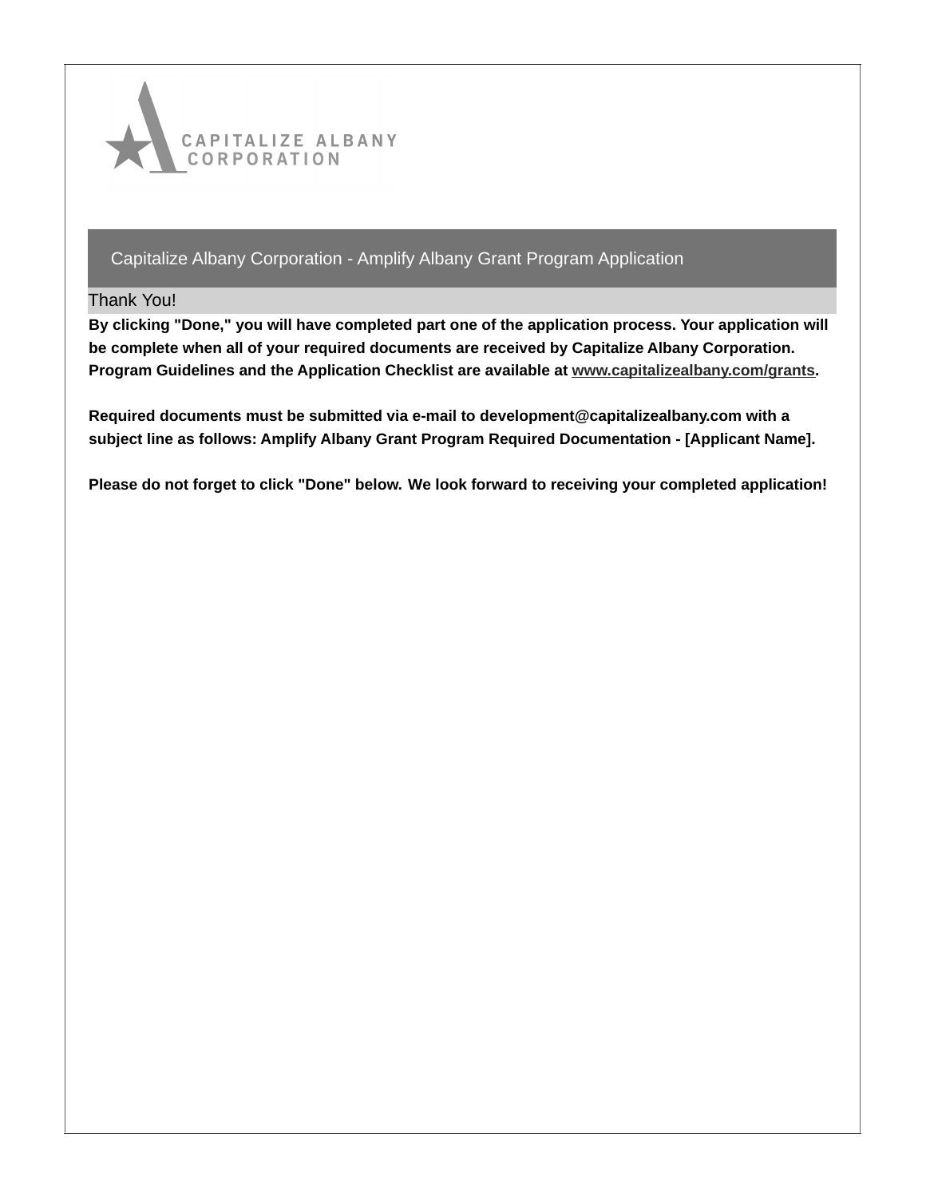CAPITALIZE ALBANY CORPORATION

## Capitalize Albany Corporation - Amplify Albany Grant Program Application

### Thank You!

**By clicking "Done," you will have completed part one of the application process. Your application will be complete when all of your required documents are received by Capitalize Albany Corporation. Program Guidelines and the Application Checklist are available at www.capitalizealbany.com/grants.**

**Required documents must be submitted via e-mail to development@capitalizealbany.com with a subject line as follows: Amplify Albany Grant Program Required Documentation - [Applicant Name].**

**Please do not forget to click "Done" below. We look forward to receiving your completed application!**